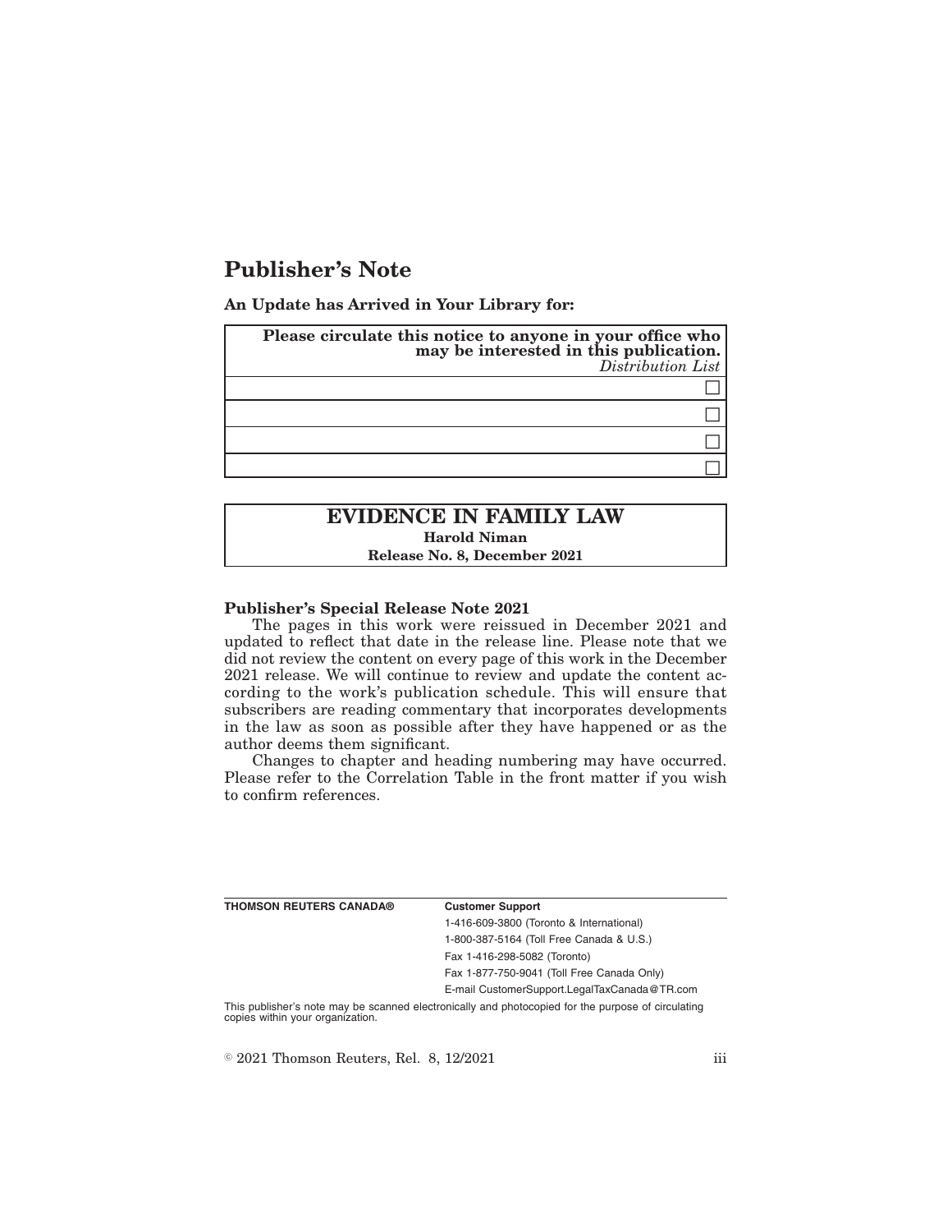# Publisher's Note

**An Update has Arrived in Your Library for:**

| **Please circulate this notice to anyone in your office who may be interested in this publication.** *Distribution List* |
| --- |
| ☐ |
| ☐ |
| ☐ |
| ☐ |

## EVIDENCE IN FAMILY LAW

**Harold Niman**

**Release No. 8, December 2021**

### Publisher's Special Release Note 2021

The pages in this work were reissued in December 2021 and updated to reflect that date in the release line. Please note that we did not review the content on every page of this work in the December 2021 release. We will continue to review and update the content according to the work's publication schedule. This will ensure that subscribers are reading commentary that incorporates developments in the law as soon as possible after they have happened or as the author deems them significant.

Changes to chapter and heading numbering may have occurred. Please refer to the Correlation Table in the front matter if you wish to confirm references.

| **THOMSON REUTERS CANADA®** | **Customer Support** |
| --- | --- |
| | 1-416-609-3800 (Toronto & International) |
| | 1-800-387-5164 (Toll Free Canada & U.S.) |
| | Fax 1-416-298-5082 (Toronto) |
| | Fax 1-877-750-9041 (Toll Free Canada Only) |
| | E-mail CustomerSupport.LegalTaxCanada@TR.com |

This publisher's note may be scanned electronically and photocopied for the purpose of circulating copies within your organization.

© 2021 Thomson Reuters, Rel. 8, 12/2021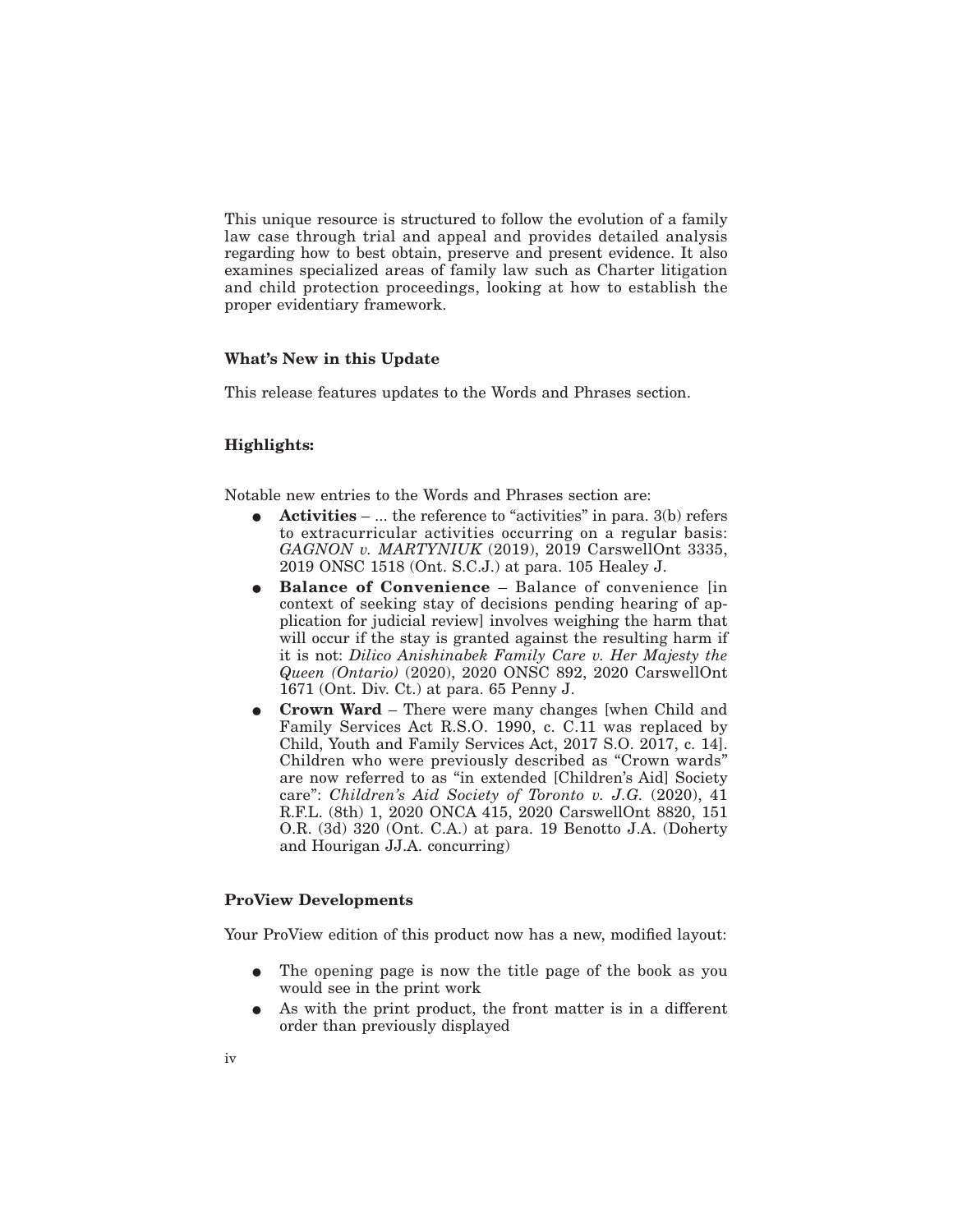This unique resource is structured to follow the evolution of a family law case through trial and appeal and provides detailed analysis regarding how to best obtain, preserve and present evidence. It also examines specialized areas of family law such as Charter litigation and child protection proceedings, looking at how to establish the proper evidentiary framework.

### What's New in this Update

This release features updates to the Words and Phrases section.

### Highlights:

Notable new entries to the Words and Phrases section are:

- **Activities** – ... the reference to "activities" in para. 3(b) refers to extracurricular activities occurring on a regular basis: *GAGNON v. MARTYNIUK* (2019), 2019 CarswellOnt 3335, 2019 ONSC 1518 (Ont. S.C.J.) at para. 105 Healey J.
- **Balance of Convenience** – Balance of convenience [in context of seeking stay of decisions pending hearing of application for judicial review] involves weighing the harm that will occur if the stay is granted against the resulting harm if it is not: *Dilico Anishinabek Family Care v. Her Majesty the Queen (Ontario)* (2020), 2020 ONSC 892, 2020 CarswellOnt 1671 (Ont. Div. Ct.) at para. 65 Penny J.
- **Crown Ward** – There were many changes [when Child and Family Services Act R.S.O. 1990, c. C.11 was replaced by Child, Youth and Family Services Act, 2017 S.O. 2017, c. 14]. Children who were previously described as "Crown wards" are now referred to as "in extended [Children's Aid] Society care": *Children's Aid Society of Toronto v. J.G.* (2020), 41 R.F.L. (8th) 1, 2020 ONCA 415, 2020 CarswellOnt 8820, 151 O.R. (3d) 320 (Ont. C.A.) at para. 19 Benotto J.A. (Doherty and Hourigan JJ.A. concurring)

### ProView Developments

Your ProView edition of this product now has a new, modified layout:

- The opening page is now the title page of the book as you would see in the print work
- As with the print product, the front matter is in a different order than previously displayed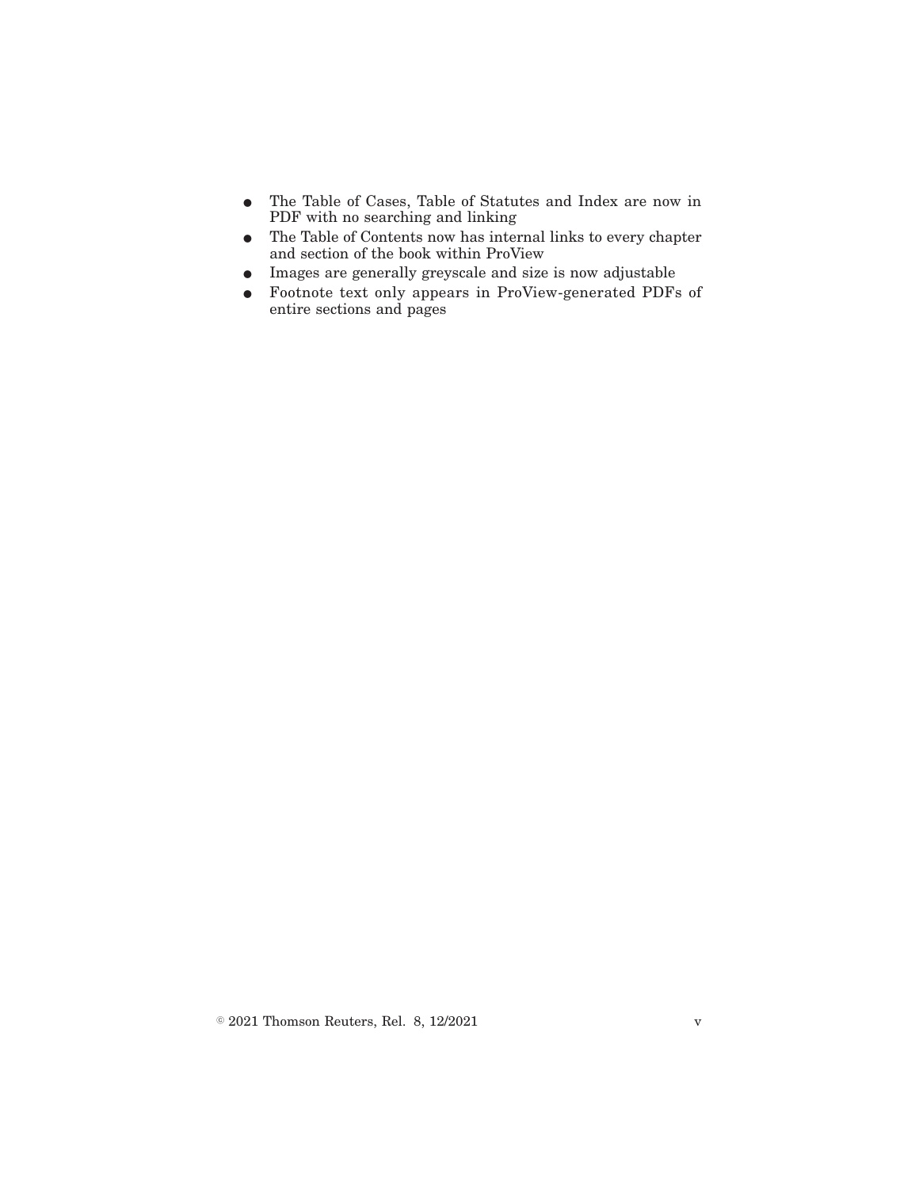- The Table of Cases, Table of Statutes and Index are now in PDF with no searching and linking
- The Table of Contents now has internal links to every chapter and section of the book within ProView
- Images are generally greyscale and size is now adjustable
- Footnote text only appears in ProView-generated PDFs of entire sections and pages